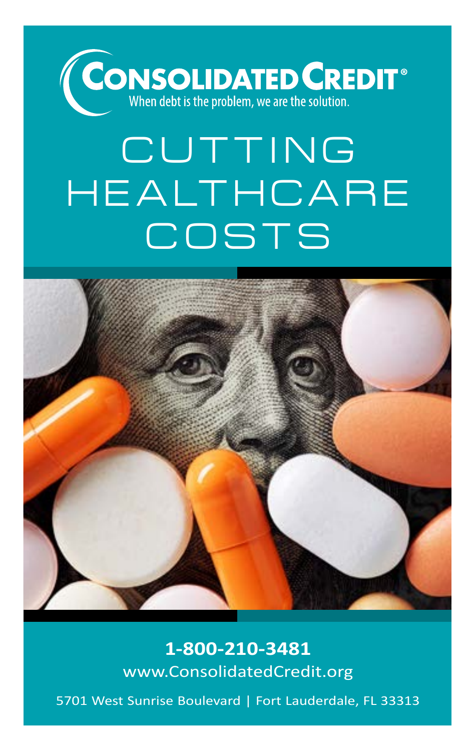**CONSOLIDATED CREDIT®**

When debt is the problem, we are the solution.

# CUTTING HEALTHCARE COSTS

**1-800-210-3481**

www.ConsolidatedCredit.org

5701 West Sunrise Boulevard | Fort Lauderdale, FL 33313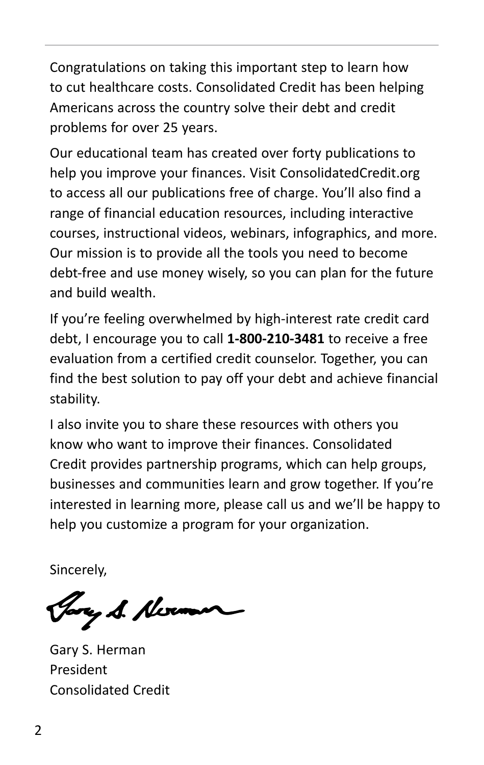Congratulations on taking this important step to learn how to cut healthcare costs. Consolidated Credit has been helping Americans across the country solve their debt and credit problems for over 25 years.

Our educational team has created over forty publications to help you improve your finances. Visit ConsolidatedCredit.org to access all our publications free of charge. You'll also find a range of financial education resources, including interactive courses, instructional videos, webinars, infographics, and more. Our mission is to provide all the tools you need to become debt-free and use money wisely, so you can plan for the future and build wealth.

If you're feeling overwhelmed by high-interest rate credit card debt, I encourage you to call **1-800-210-3481** to receive a free evaluation from a certified credit counselor. Together, you can find the best solution to pay off your debt and achieve financial stability.

I also invite you to share these resources with others you know who want to improve their finances. Consolidated Credit provides partnership programs, which can help groups, businesses and communities learn and grow together. If you're interested in learning more, please call us and we'll be happy to help you customize a program for your organization.

Sincerely,

Gary S. Herman
President
Consolidated Credit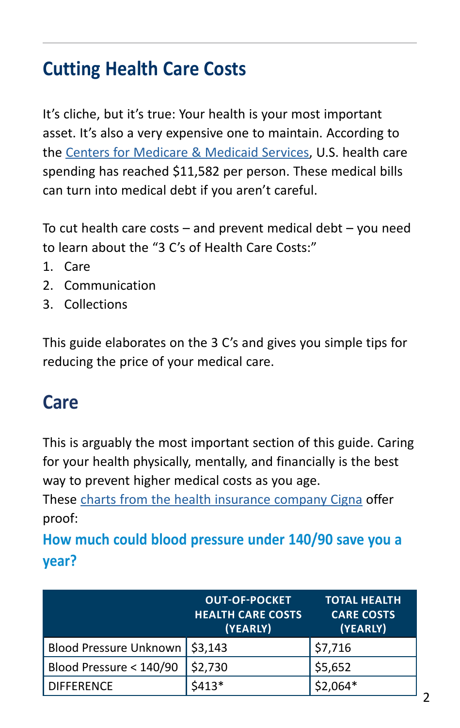## Cutting Health Care Costs

It's cliche, but it's true: Your health is your most important asset. It's also a very expensive one to maintain. According to the Centers for Medicare & Medicaid Services, U.S. health care spending has reached $11,582 per person. These medical bills can turn into medical debt if you aren't careful.

To cut health care costs – and prevent medical debt – you need to learn about the "3 C's of Health Care Costs:"

1. Care
2. Communication
3. Collections

This guide elaborates on the 3 C's and gives you simple tips for reducing the price of your medical care.

## Care

This is arguably the most important section of this guide. Caring for your health physically, mentally, and financially is the best way to prevent higher medical costs as you age.
These charts from the health insurance company Cigna offer proof:

### How much could blood pressure under 140/90 save you a year?

| | OUT-OF-POCKET HEALTH CARE COSTS (YEARLY) | TOTAL HEALTH CARE COSTS (YEARLY) |
|---|---|---|
| Blood Pressure Unknown | $3,143 | $7,716 |
| Blood Pressure < 140/90 | $2,730 | $5,652 |
| DIFFERENCE | $413* | $2,064* |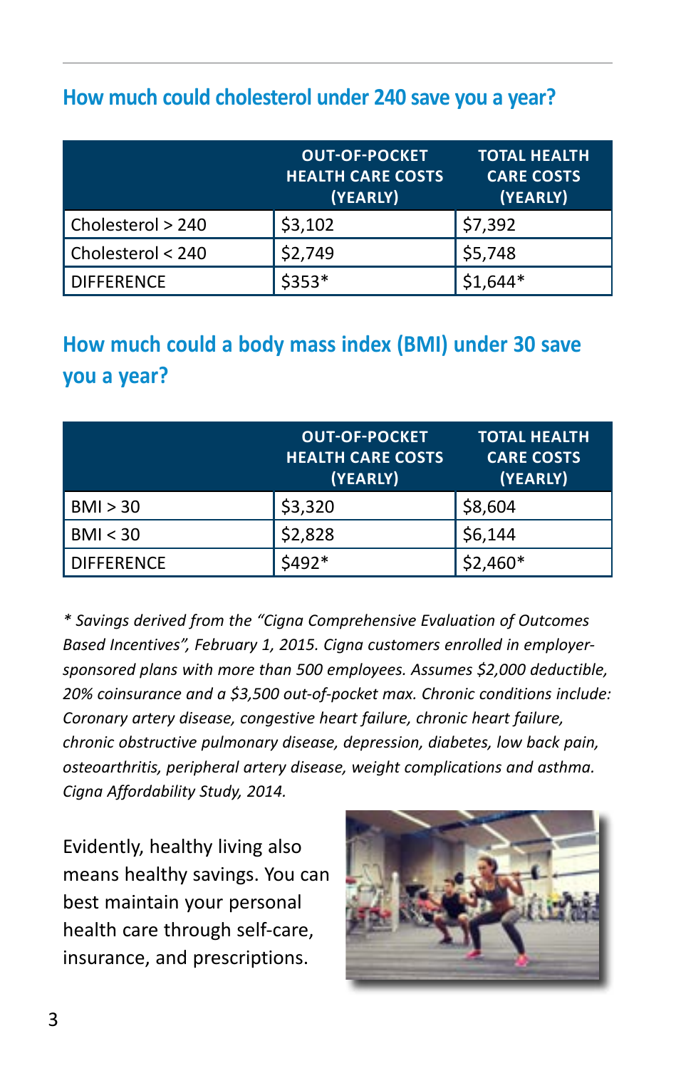## How much could cholesterol under 240 save you a year?

| | OUT-OF-POCKET HEALTH CARE COSTS (YEARLY) | TOTAL HEALTH CARE COSTS (YEARLY) |
|---|---|---|
| Cholesterol > 240 | $3,102 | $7,392 |
| Cholesterol < 240 | $2,749 | $5,748 |
| DIFFERENCE | $353* | $1,644* |

## How much could a body mass index (BMI) under 30 save you a year?

| | OUT-OF-POCKET HEALTH CARE COSTS (YEARLY) | TOTAL HEALTH CARE COSTS (YEARLY) |
|---|---|---|
| BMI > 30 | $3,320 | $8,604 |
| BMI < 30 | $2,828 | $6,144 |
| DIFFERENCE | $492* | $2,460* |

*\* Savings derived from the "Cigna Comprehensive Evaluation of Outcomes Based Incentives", February 1, 2015. Cigna customers enrolled in employer-sponsored plans with more than 500 employees. Assumes $2,000 deductible, 20% coinsurance and a $3,500 out-of-pocket max. Chronic conditions include: Coronary artery disease, congestive heart failure, chronic heart failure, chronic obstructive pulmonary disease, depression, diabetes, low back pain, osteoarthritis, peripheral artery disease, weight complications and asthma. Cigna Affordability Study, 2014.*

Evidently, healthy living also means healthy savings. You can best maintain your personal health care through self-care, insurance, and prescriptions.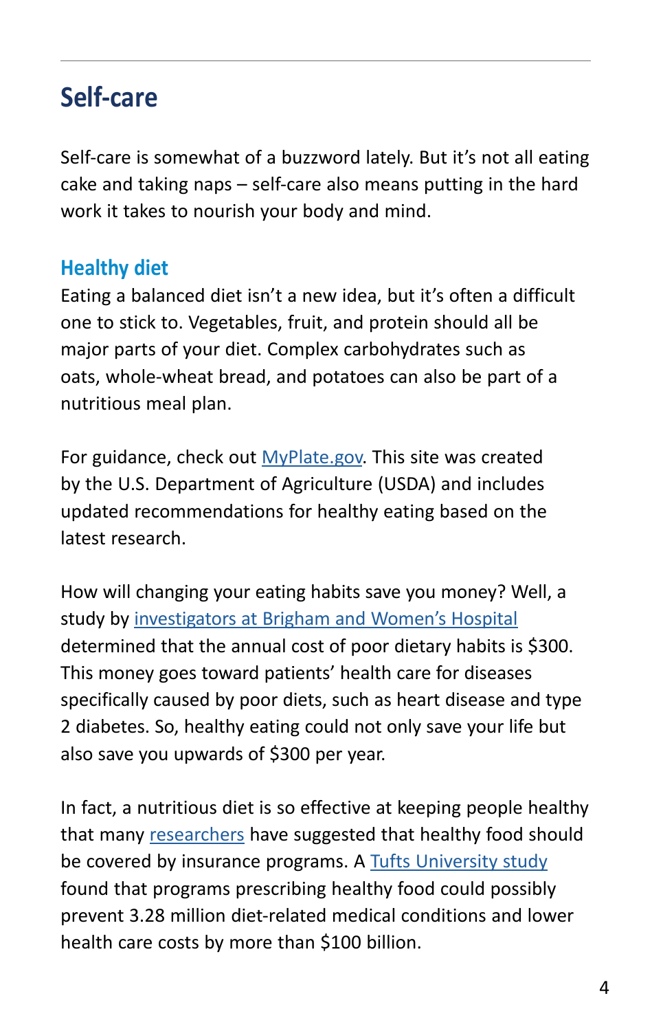## Self-care

Self-care is somewhat of a buzzword lately. But it's not all eating cake and taking naps – self-care also means putting in the hard work it takes to nourish your body and mind.

### Healthy diet

Eating a balanced diet isn't a new idea, but it's often a difficult one to stick to. Vegetables, fruit, and protein should all be major parts of your diet. Complex carbohydrates such as oats, whole-wheat bread, and potatoes can also be part of a nutritious meal plan.

For guidance, check out MyPlate.gov. This site was created by the U.S. Department of Agriculture (USDA) and includes updated recommendations for healthy eating based on the latest research.

How will changing your eating habits save you money? Well, a study by investigators at Brigham and Women's Hospital determined that the annual cost of poor dietary habits is $300. This money goes toward patients' health care for diseases specifically caused by poor diets, such as heart disease and type 2 diabetes. So, healthy eating could not only save your life but also save you upwards of $300 per year.

In fact, a nutritious diet is so effective at keeping people healthy that many researchers have suggested that healthy food should be covered by insurance programs. A Tufts University study found that programs prescribing healthy food could possibly prevent 3.28 million diet-related medical conditions and lower health care costs by more than $100 billion.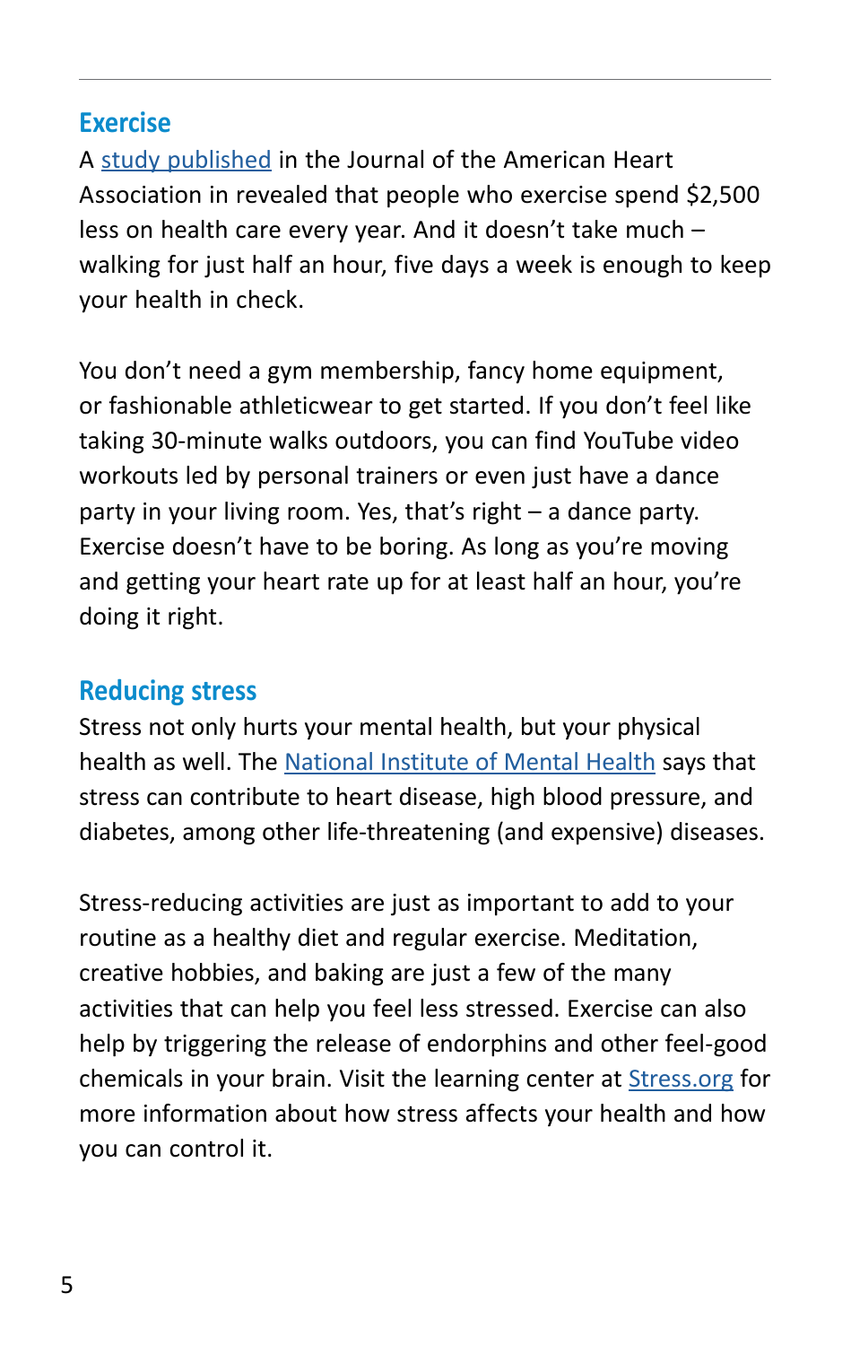## Exercise

A study published in the Journal of the American Heart Association in revealed that people who exercise spend $2,500 less on health care every year. And it doesn't take much – walking for just half an hour, five days a week is enough to keep your health in check.

You don't need a gym membership, fancy home equipment, or fashionable athleticwear to get started. If you don't feel like taking 30-minute walks outdoors, you can find YouTube video workouts led by personal trainers or even just have a dance party in your living room. Yes, that's right – a dance party. Exercise doesn't have to be boring. As long as you're moving and getting your heart rate up for at least half an hour, you're doing it right.

## Reducing stress

Stress not only hurts your mental health, but your physical health as well. The National Institute of Mental Health says that stress can contribute to heart disease, high blood pressure, and diabetes, among other life-threatening (and expensive) diseases.

Stress-reducing activities are just as important to add to your routine as a healthy diet and regular exercise. Meditation, creative hobbies, and baking are just a few of the many activities that can help you feel less stressed. Exercise can also help by triggering the release of endorphins and other feel-good chemicals in your brain. Visit the learning center at Stress.org for more information about how stress affects your health and how you can control it.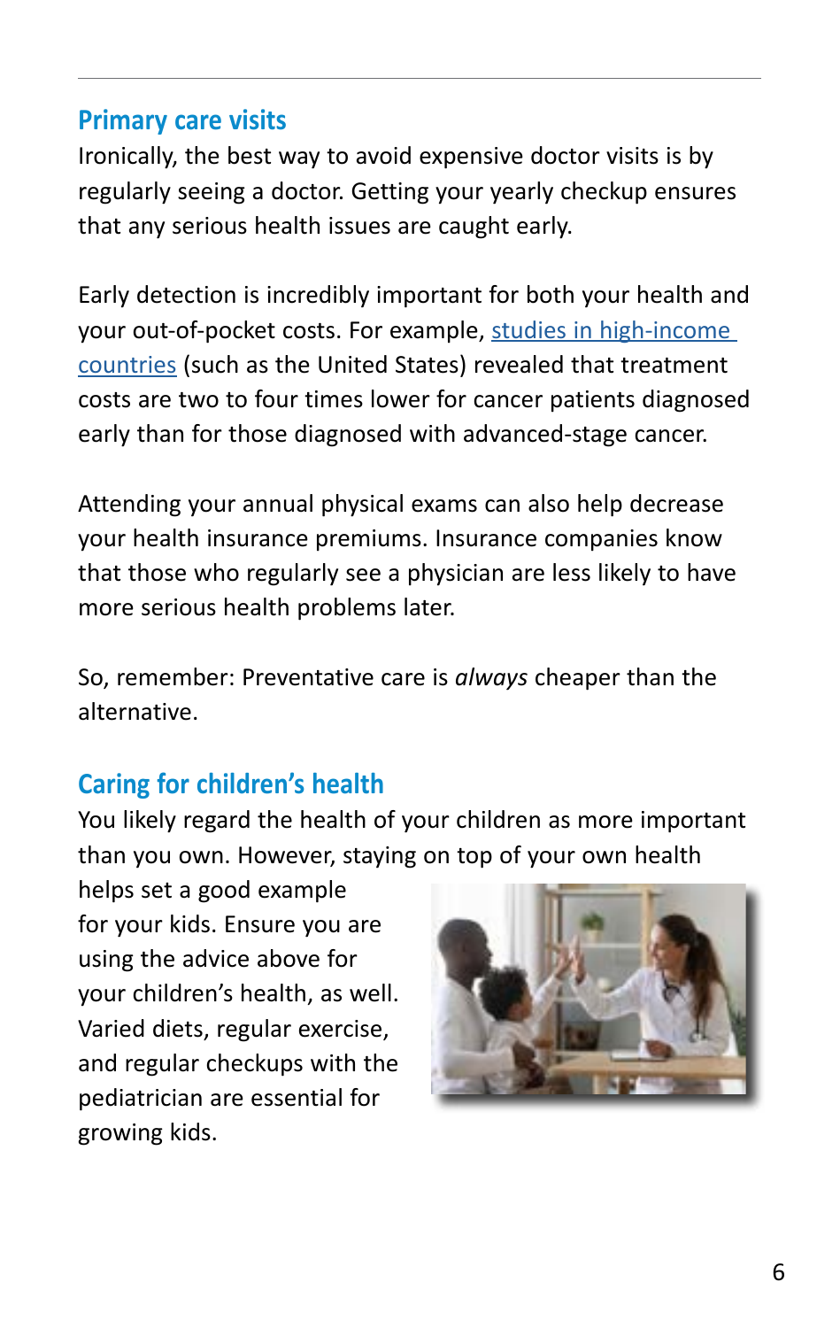## Primary care visits

Ironically, the best way to avoid expensive doctor visits is by regularly seeing a doctor. Getting your yearly checkup ensures that any serious health issues are caught early.

Early detection is incredibly important for both your health and your out-of-pocket costs. For example, studies in high-income countries (such as the United States) revealed that treatment costs are two to four times lower for cancer patients diagnosed early than for those diagnosed with advanced-stage cancer.

Attending your annual physical exams can also help decrease your health insurance premiums. Insurance companies know that those who regularly see a physician are less likely to have more serious health problems later.

So, remember: Preventative care is *always* cheaper than the alternative.

## Caring for children's health

You likely regard the health of your children as more important than you own. However, staying on top of your own health helps set a good example for your kids. Ensure you are using the advice above for your children's health, as well. Varied diets, regular exercise, and regular checkups with the pediatrician are essential for growing kids.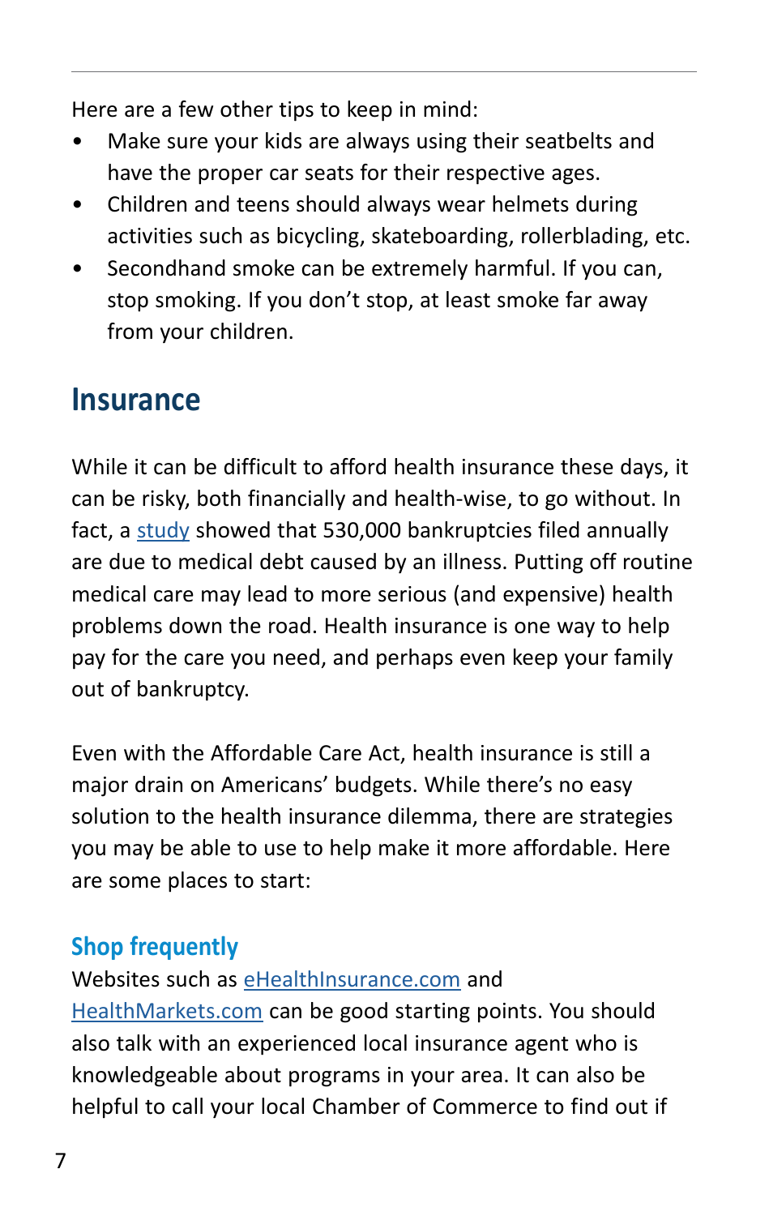Here are a few other tips to keep in mind:

- Make sure your kids are always using their seatbelts and have the proper car seats for their respective ages.
- Children and teens should always wear helmets during activities such as bicycling, skateboarding, rollerblading, etc.
- Secondhand smoke can be extremely harmful. If you can, stop smoking. If you don't stop, at least smoke far away from your children.

## Insurance

While it can be difficult to afford health insurance these days, it can be risky, both financially and health-wise, to go without. In fact, a study showed that 530,000 bankruptcies filed annually are due to medical debt caused by an illness. Putting off routine medical care may lead to more serious (and expensive) health problems down the road. Health insurance is one way to help pay for the care you need, and perhaps even keep your family out of bankruptcy.

Even with the Affordable Care Act, health insurance is still a major drain on Americans' budgets. While there's no easy solution to the health insurance dilemma, there are strategies you may be able to use to help make it more affordable. Here are some places to start:

### Shop frequently

Websites such as eHealthInsurance.com and HealthMarkets.com can be good starting points. You should also talk with an experienced local insurance agent who is knowledgeable about programs in your area. It can also be helpful to call your local Chamber of Commerce to find out if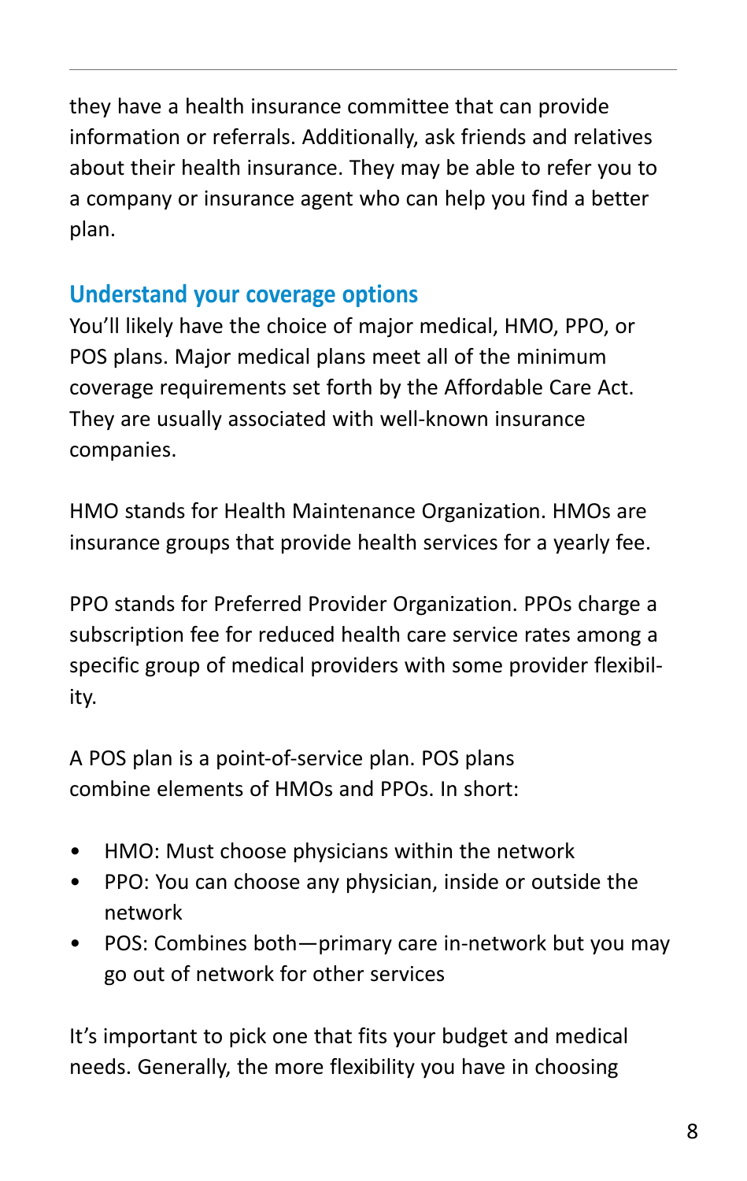they have a health insurance committee that can provide information or referrals. Additionally, ask friends and relatives about their health insurance. They may be able to refer you to a company or insurance agent who can help you find a better plan.

## Understand your coverage options

You'll likely have the choice of major medical, HMO, PPO, or POS plans. Major medical plans meet all of the minimum coverage requirements set forth by the Affordable Care Act. They are usually associated with well-known insurance companies.

HMO stands for Health Maintenance Organization. HMOs are insurance groups that provide health services for a yearly fee.

PPO stands for Preferred Provider Organization. PPOs charge a subscription fee for reduced health care service rates among a specific group of medical providers with some provider flexibility.

A POS plan is a point-of-service plan. POS plans combine elements of HMOs and PPOs. In short:

- HMO: Must choose physicians within the network
- PPO: You can choose any physician, inside or outside the network
- POS: Combines both—primary care in-network but you may go out of network for other services

It's important to pick one that fits your budget and medical needs. Generally, the more flexibility you have in choosing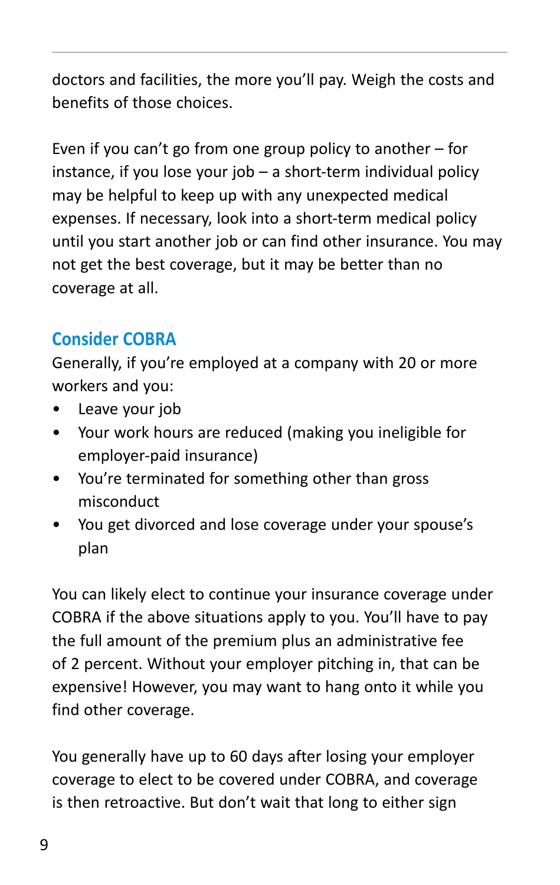doctors and facilities, the more you'll pay. Weigh the costs and benefits of those choices.

Even if you can't go from one group policy to another – for instance, if you lose your job – a short-term individual policy may be helpful to keep up with any unexpected medical expenses. If necessary, look into a short-term medical policy until you start another job or can find other insurance. You may not get the best coverage, but it may be better than no coverage at all.

## Consider COBRA

Generally, if you're employed at a company with 20 or more workers and you:

- Leave your job
- Your work hours are reduced (making you ineligible for employer-paid insurance)
- You're terminated for something other than gross misconduct
- You get divorced and lose coverage under your spouse's plan

You can likely elect to continue your insurance coverage under COBRA if the above situations apply to you. You'll have to pay the full amount of the premium plus an administrative fee of 2 percent. Without your employer pitching in, that can be expensive! However, you may want to hang onto it while you find other coverage.

You generally have up to 60 days after losing your employer coverage to elect to be covered under COBRA, and coverage is then retroactive. But don't wait that long to either sign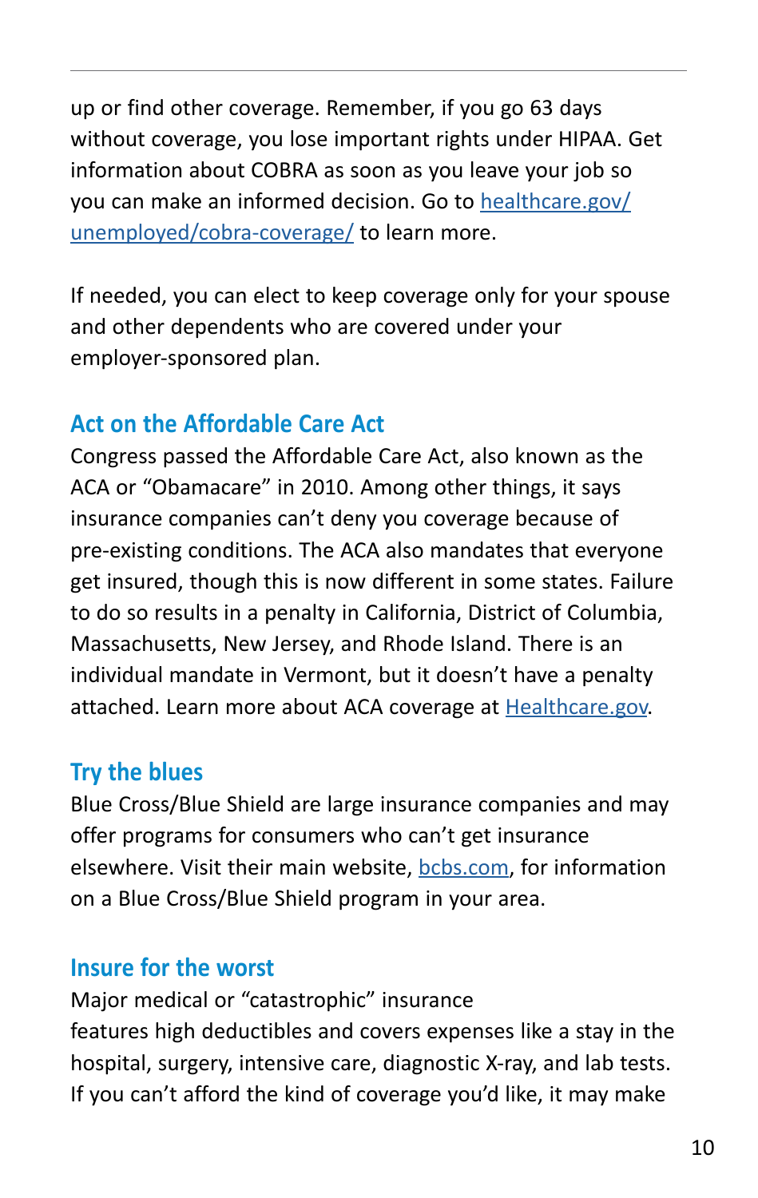up or find other coverage. Remember, if you go 63 days without coverage, you lose important rights under HIPAA. Get information about COBRA as soon as you leave your job so you can make an informed decision. Go to [healthcare.gov/unemployed/cobra-coverage/](healthcare.gov/unemployed/cobra-coverage/) to learn more.

If needed, you can elect to keep coverage only for your spouse and other dependents who are covered under your employer-sponsored plan.

## Act on the Affordable Care Act

Congress passed the Affordable Care Act, also known as the ACA or "Obamacare" in 2010. Among other things, it says insurance companies can't deny you coverage because of pre-existing conditions. The ACA also mandates that everyone get insured, though this is now different in some states. Failure to do so results in a penalty in California, District of Columbia, Massachusetts, New Jersey, and Rhode Island. There is an individual mandate in Vermont, but it doesn't have a penalty attached. Learn more about ACA coverage at [Healthcare.gov](Healthcare.gov).

## Try the blues

Blue Cross/Blue Shield are large insurance companies and may offer programs for consumers who can't get insurance elsewhere. Visit their main website, [bcbs.com](bcbs.com), for information on a Blue Cross/Blue Shield program in your area.

## Insure for the worst

Major medical or "catastrophic" insurance features high deductibles and covers expenses like a stay in the hospital, surgery, intensive care, diagnostic X-ray, and lab tests. If you can't afford the kind of coverage you'd like, it may make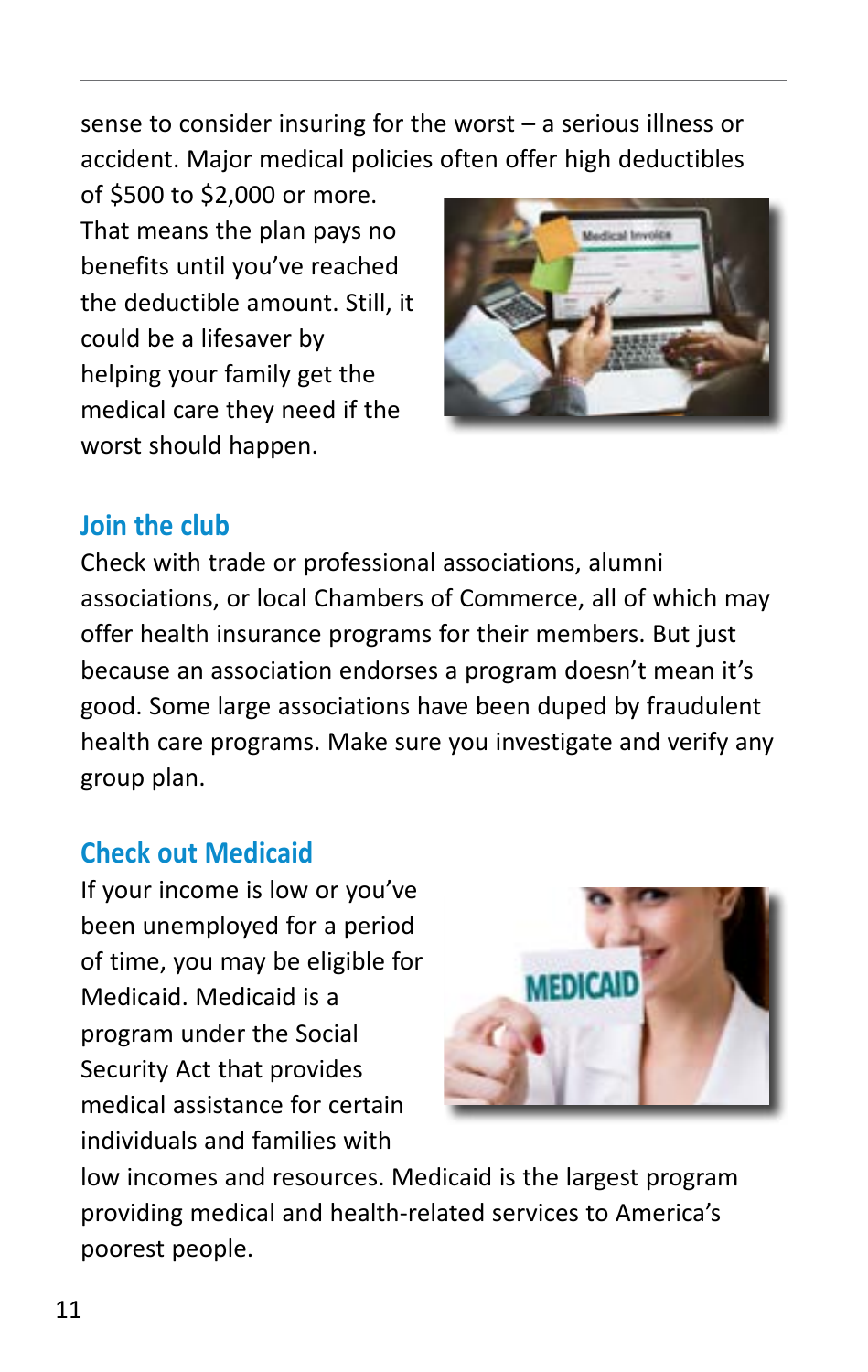sense to consider insuring for the worst – a serious illness or accident. Major medical policies often offer high deductibles of $500 to $2,000 or more. That means the plan pays no benefits until you've reached the deductible amount. Still, it could be a lifesaver by helping your family get the medical care they need if the worst should happen.

## Join the club

Check with trade or professional associations, alumni associations, or local Chambers of Commerce, all of which may offer health insurance programs for their members. But just because an association endorses a program doesn't mean it's good. Some large associations have been duped by fraudulent health care programs. Make sure you investigate and verify any group plan.

## Check out Medicaid

If your income is low or you've been unemployed for a period of time, you may be eligible for Medicaid. Medicaid is a program under the Social Security Act that provides medical assistance for certain individuals and families with low incomes and resources. Medicaid is the largest program providing medical and health-related services to America's poorest people.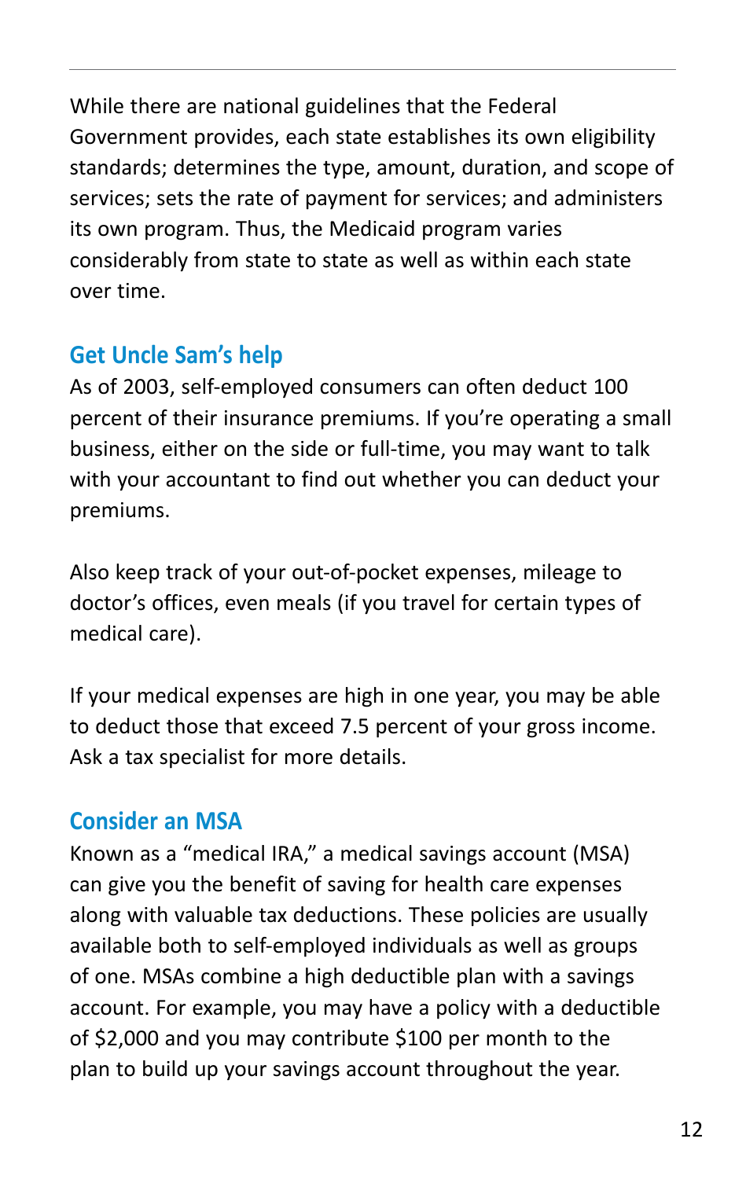While there are national guidelines that the Federal Government provides, each state establishes its own eligibility standards; determines the type, amount, duration, and scope of services; sets the rate of payment for services; and administers its own program. Thus, the Medicaid program varies considerably from state to state as well as within each state over time.

## Get Uncle Sam's help

As of 2003, self-employed consumers can often deduct 100 percent of their insurance premiums. If you're operating a small business, either on the side or full-time, you may want to talk with your accountant to find out whether you can deduct your premiums.

Also keep track of your out-of-pocket expenses, mileage to doctor's offices, even meals (if you travel for certain types of medical care).

If your medical expenses are high in one year, you may be able to deduct those that exceed 7.5 percent of your gross income. Ask a tax specialist for more details.

## Consider an MSA

Known as a "medical IRA," a medical savings account (MSA) can give you the benefit of saving for health care expenses along with valuable tax deductions. These policies are usually available both to self-employed individuals as well as groups of one. MSAs combine a high deductible plan with a savings account. For example, you may have a policy with a deductible of $2,000 and you may contribute $100 per month to the plan to build up your savings account throughout the year.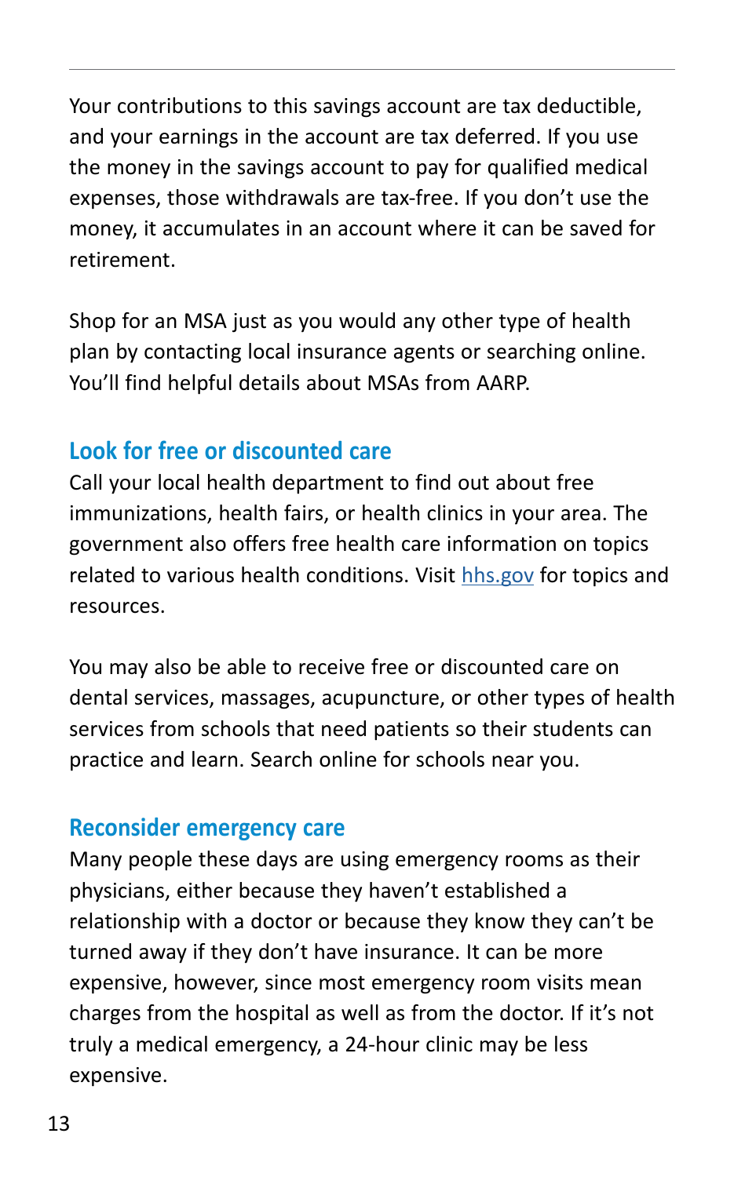Your contributions to this savings account are tax deductible, and your earnings in the account are tax deferred. If you use the money in the savings account to pay for qualified medical expenses, those withdrawals are tax-free. If you don't use the money, it accumulates in an account where it can be saved for retirement.

Shop for an MSA just as you would any other type of health plan by contacting local insurance agents or searching online. You'll find helpful details about MSAs from AARP.

## Look for free or discounted care

Call your local health department to find out about free immunizations, health fairs, or health clinics in your area. The government also offers free health care information on topics related to various health conditions. Visit [hhs.gov](hhs.gov) for topics and resources.

You may also be able to receive free or discounted care on dental services, massages, acupuncture, or other types of health services from schools that need patients so their students can practice and learn. Search online for schools near you.

## Reconsider emergency care

Many people these days are using emergency rooms as their physicians, either because they haven't established a relationship with a doctor or because they know they can't be turned away if they don't have insurance. It can be more expensive, however, since most emergency room visits mean charges from the hospital as well as from the doctor. If it's not truly a medical emergency, a 24-hour clinic may be less expensive.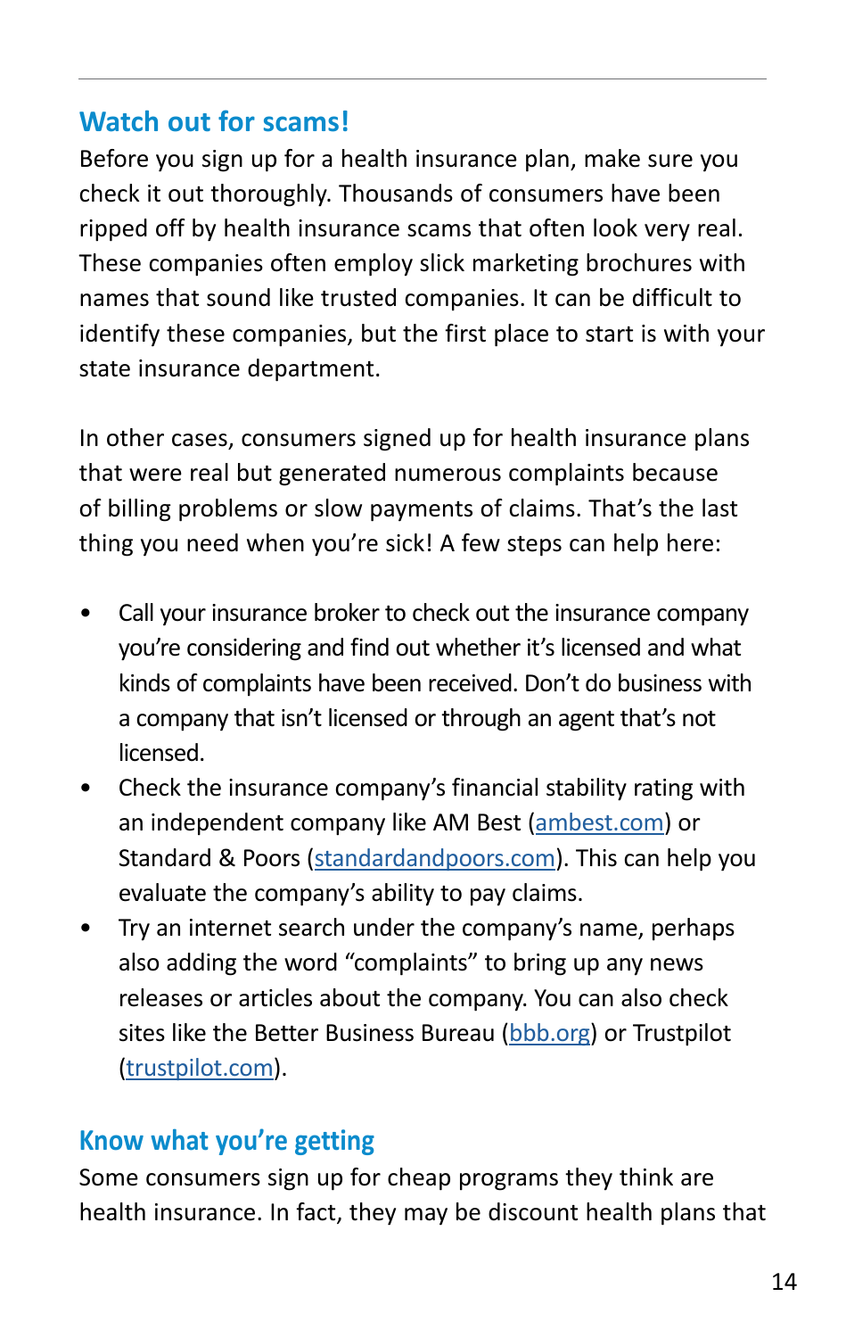## Watch out for scams!

Before you sign up for a health insurance plan, make sure you check it out thoroughly. Thousands of consumers have been ripped off by health insurance scams that often look very real. These companies often employ slick marketing brochures with names that sound like trusted companies. It can be difficult to identify these companies, but the first place to start is with your state insurance department.

In other cases, consumers signed up for health insurance plans that were real but generated numerous complaints because of billing problems or slow payments of claims. That's the last thing you need when you're sick! A few steps can help here:

- Call your insurance broker to check out the insurance company you're considering and find out whether it's licensed and what kinds of complaints have been received. Don't do business with a company that isn't licensed or through an agent that's not licensed.
- Check the insurance company's financial stability rating with an independent company like AM Best ([ambest.com](ambest.com)) or Standard & Poors ([standardandpoors.com](standardandpoors.com)). This can help you evaluate the company's ability to pay claims.
- Try an internet search under the company's name, perhaps also adding the word "complaints" to bring up any news releases or articles about the company. You can also check sites like the Better Business Bureau ([bbb.org](bbb.org)) or Trustpilot ([trustpilot.com](trustpilot.com)).

## Know what you're getting

Some consumers sign up for cheap programs they think are health insurance. In fact, they may be discount health plans that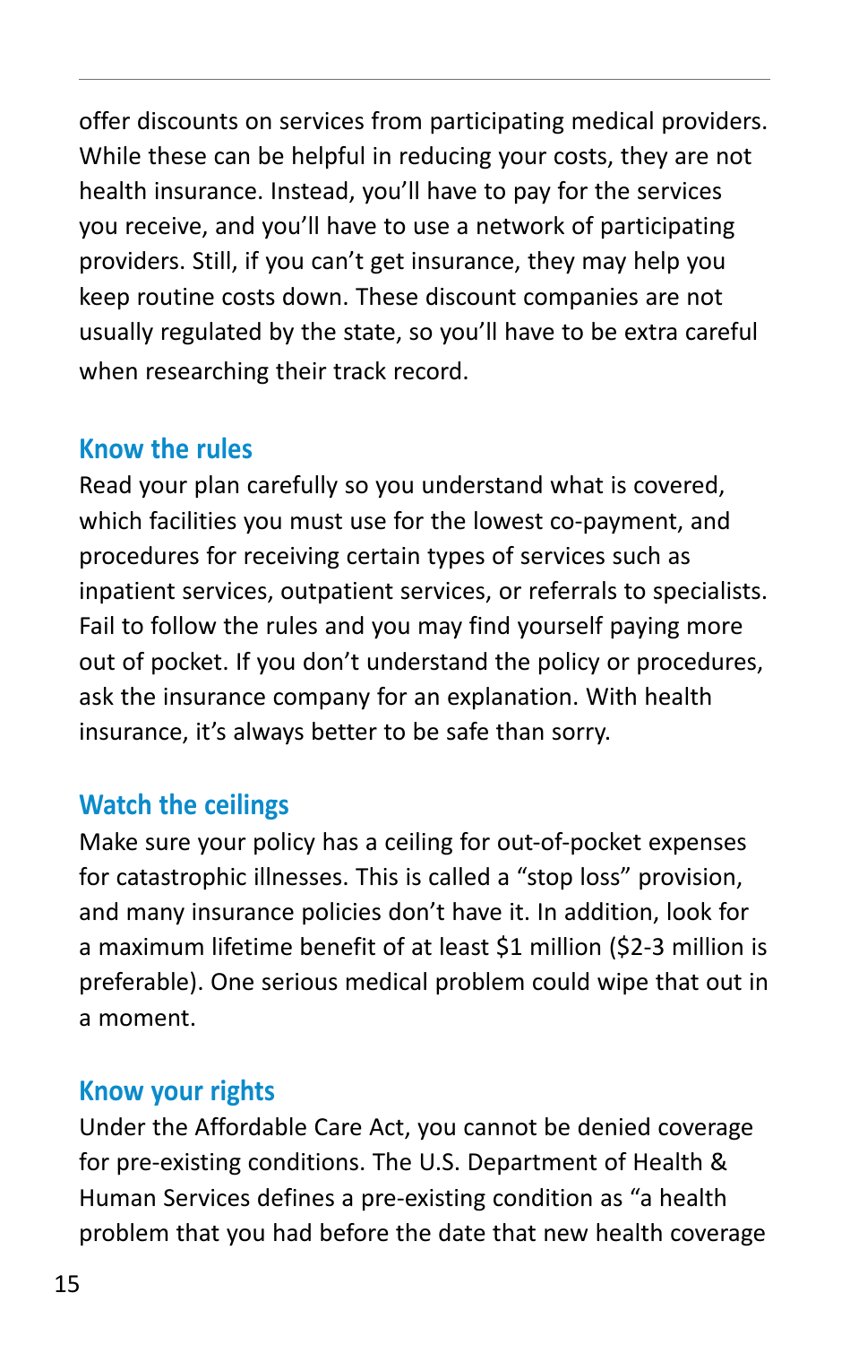offer discounts on services from participating medical providers. While these can be helpful in reducing your costs, they are not health insurance. Instead, you'll have to pay for the services you receive, and you'll have to use a network of participating providers. Still, if you can't get insurance, they may help you keep routine costs down. These discount companies are not usually regulated by the state, so you'll have to be extra careful when researching their track record.

### Know the rules

Read your plan carefully so you understand what is covered, which facilities you must use for the lowest co-payment, and procedures for receiving certain types of services such as inpatient services, outpatient services, or referrals to specialists. Fail to follow the rules and you may find yourself paying more out of pocket. If you don't understand the policy or procedures, ask the insurance company for an explanation. With health insurance, it's always better to be safe than sorry.

### Watch the ceilings

Make sure your policy has a ceiling for out-of-pocket expenses for catastrophic illnesses. This is called a "stop loss" provision, and many insurance policies don't have it. In addition, look for a maximum lifetime benefit of at least $1 million ($2-3 million is preferable). One serious medical problem could wipe that out in a moment.

### Know your rights

Under the Affordable Care Act, you cannot be denied coverage for pre-existing conditions. The U.S. Department of Health & Human Services defines a pre-existing condition as "a health problem that you had before the date that new health coverage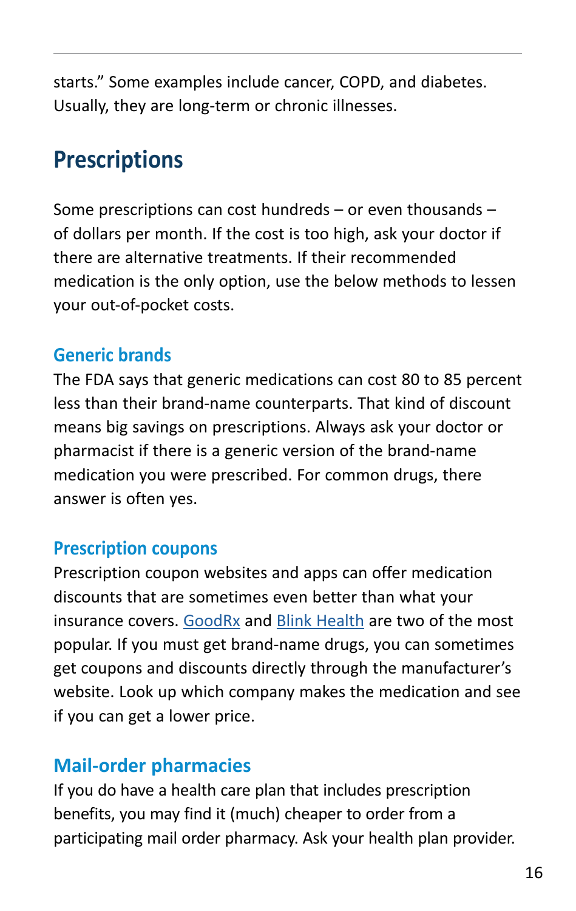starts." Some examples include cancer, COPD, and diabetes. Usually, they are long-term or chronic illnesses.

## Prescriptions

Some prescriptions can cost hundreds – or even thousands – of dollars per month. If the cost is too high, ask your doctor if there are alternative treatments. If their recommended medication is the only option, use the below methods to lessen your out-of-pocket costs.

### Generic brands

The FDA says that generic medications can cost 80 to 85 percent less than their brand-name counterparts. That kind of discount means big savings on prescriptions. Always ask your doctor or pharmacist if there is a generic version of the brand-name medication you were prescribed. For common drugs, there answer is often yes.

### Prescription coupons

Prescription coupon websites and apps can offer medication discounts that are sometimes even better than what your insurance covers. GoodRx and Blink Health are two of the most popular. If you must get brand-name drugs, you can sometimes get coupons and discounts directly through the manufacturer's website. Look up which company makes the medication and see if you can get a lower price.

### Mail-order pharmacies

If you do have a health care plan that includes prescription benefits, you may find it (much) cheaper to order from a participating mail order pharmacy. Ask your health plan provider.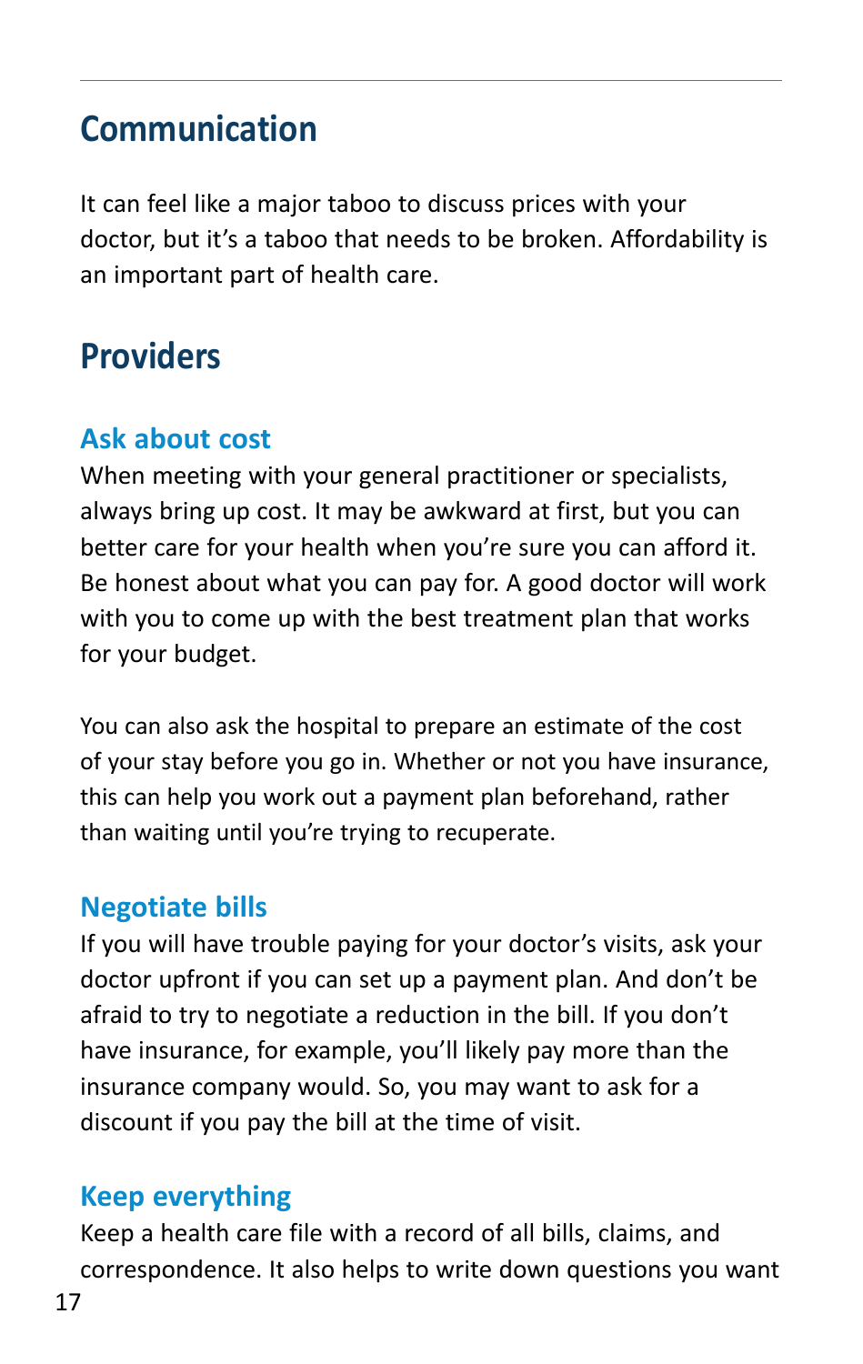## Communication

It can feel like a major taboo to discuss prices with your doctor, but it's a taboo that needs to be broken. Affordability is an important part of health care.

## Providers

### Ask about cost

When meeting with your general practitioner or specialists, always bring up cost. It may be awkward at first, but you can better care for your health when you're sure you can afford it. Be honest about what you can pay for. A good doctor will work with you to come up with the best treatment plan that works for your budget.

You can also ask the hospital to prepare an estimate of the cost of your stay before you go in. Whether or not you have insurance, this can help you work out a payment plan beforehand, rather than waiting until you're trying to recuperate.

### Negotiate bills

If you will have trouble paying for your doctor's visits, ask your doctor upfront if you can set up a payment plan. And don't be afraid to try to negotiate a reduction in the bill. If you don't have insurance, for example, you'll likely pay more than the insurance company would. So, you may want to ask for a discount if you pay the bill at the time of visit.

### Keep everything

Keep a health care file with a record of all bills, claims, and correspondence. It also helps to write down questions you want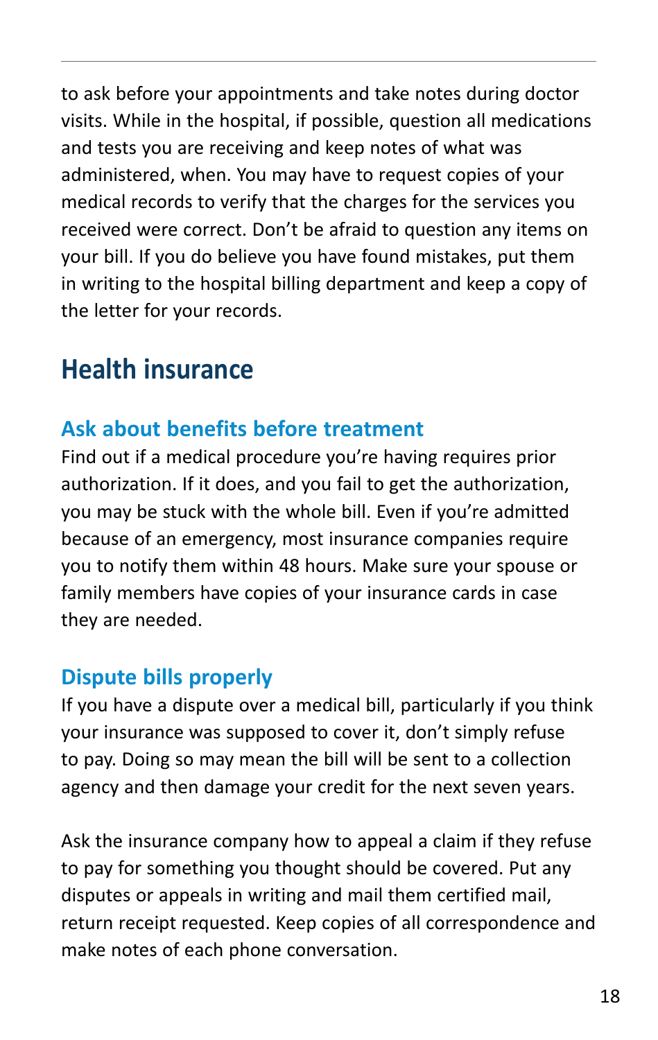to ask before your appointments and take notes during doctor visits. While in the hospital, if possible, question all medications and tests you are receiving and keep notes of what was administered, when. You may have to request copies of your medical records to verify that the charges for the services you received were correct. Don't be afraid to question any items on your bill. If you do believe you have found mistakes, put them in writing to the hospital billing department and keep a copy of the letter for your records.

## Health insurance

### Ask about benefits before treatment

Find out if a medical procedure you're having requires prior authorization. If it does, and you fail to get the authorization, you may be stuck with the whole bill. Even if you're admitted because of an emergency, most insurance companies require you to notify them within 48 hours. Make sure your spouse or family members have copies of your insurance cards in case they are needed.

### Dispute bills properly

If you have a dispute over a medical bill, particularly if you think your insurance was supposed to cover it, don't simply refuse to pay. Doing so may mean the bill will be sent to a collection agency and then damage your credit for the next seven years.

Ask the insurance company how to appeal a claim if they refuse to pay for something you thought should be covered. Put any disputes or appeals in writing and mail them certified mail, return receipt requested. Keep copies of all correspondence and make notes of each phone conversation.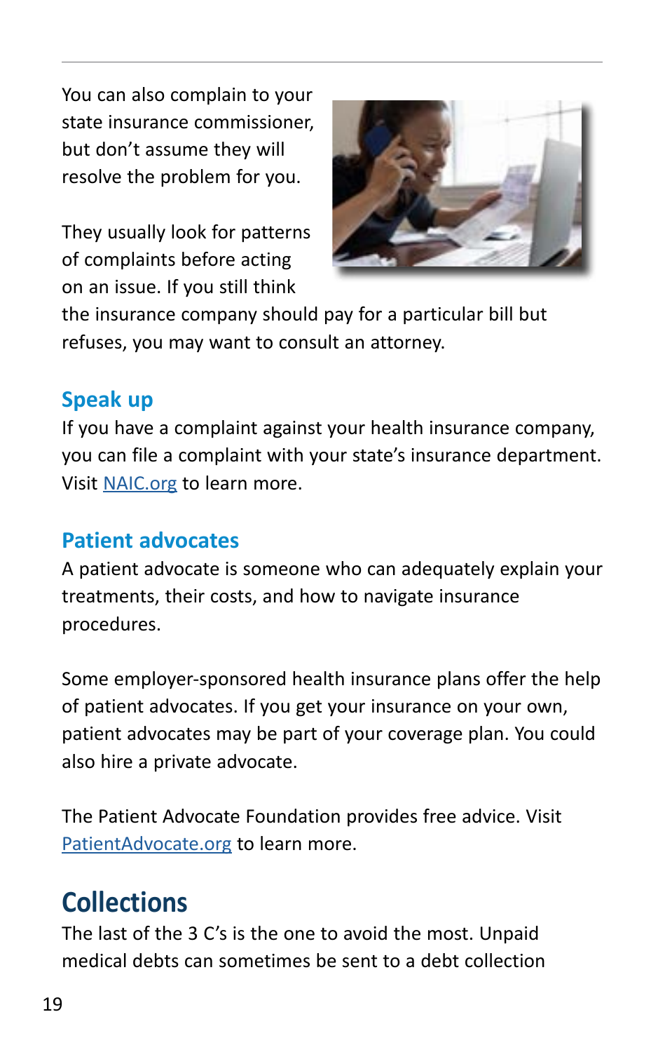You can also complain to your state insurance commissioner, but don't assume they will resolve the problem for you.

They usually look for patterns of complaints before acting on an issue. If you still think the insurance company should pay for a particular bill but refuses, you may want to consult an attorney.

### Speak up

If you have a complaint against your health insurance company, you can file a complaint with your state's insurance department. Visit [NAIC.org](NAIC.org) to learn more.

### Patient advocates

A patient advocate is someone who can adequately explain your treatments, their costs, and how to navigate insurance procedures.

Some employer-sponsored health insurance plans offer the help of patient advocates. If you get your insurance on your own, patient advocates may be part of your coverage plan. You could also hire a private advocate.

The Patient Advocate Foundation provides free advice. Visit [PatientAdvocate.org](PatientAdvocate.org) to learn more.

## Collections

The last of the 3 C's is the one to avoid the most. Unpaid medical debts can sometimes be sent to a debt collection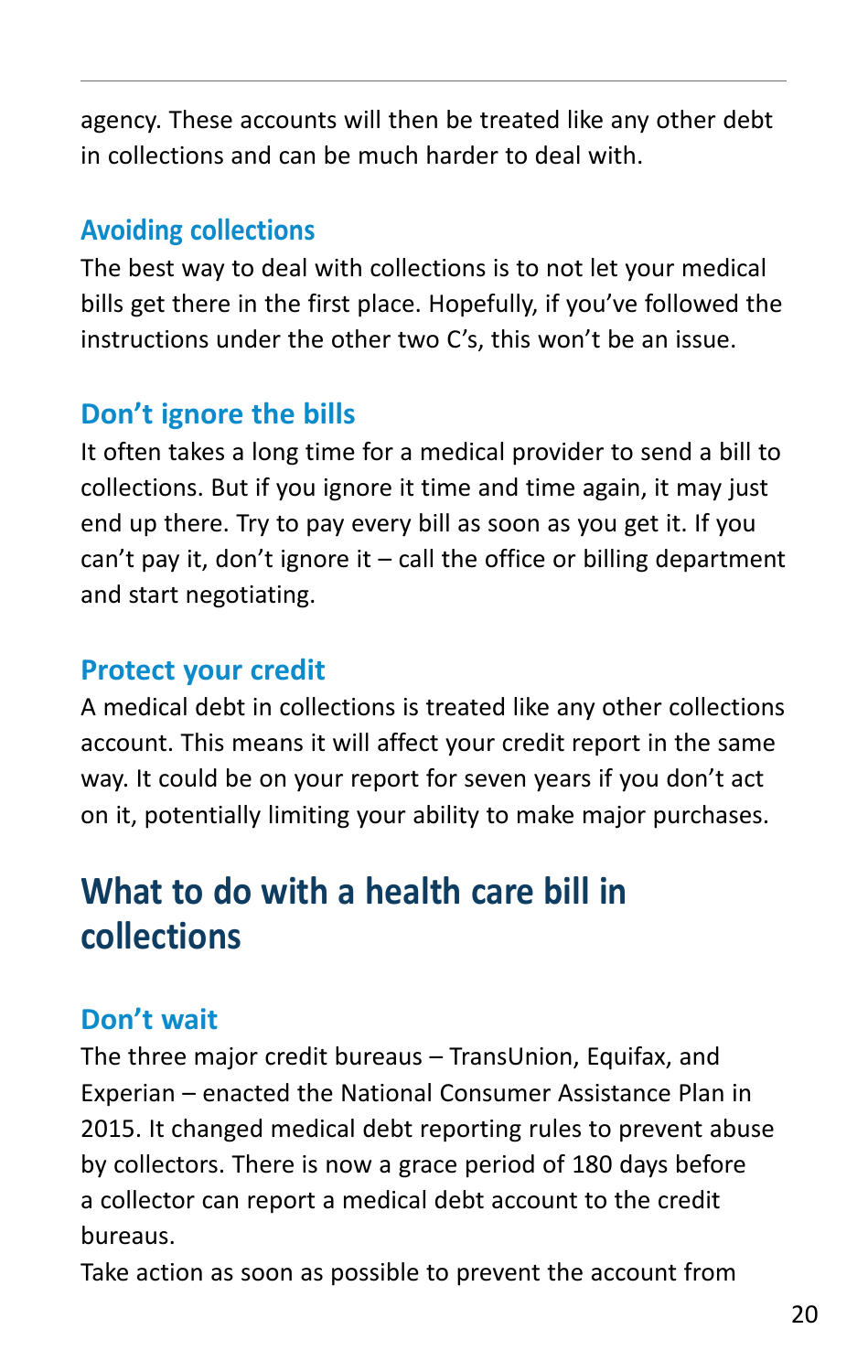agency. These accounts will then be treated like any other debt in collections and can be much harder to deal with.

### Avoiding collections

The best way to deal with collections is to not let your medical bills get there in the first place. Hopefully, if you've followed the instructions under the other two C's, this won't be an issue.

### Don't ignore the bills

It often takes a long time for a medical provider to send a bill to collections. But if you ignore it time and time again, it may just end up there. Try to pay every bill as soon as you get it. If you can't pay it, don't ignore it – call the office or billing department and start negotiating.

### Protect your credit

A medical debt in collections is treated like any other collections account. This means it will affect your credit report in the same way. It could be on your report for seven years if you don't act on it, potentially limiting your ability to make major purchases.

## What to do with a health care bill in collections

### Don't wait

The three major credit bureaus – TransUnion, Equifax, and Experian – enacted the National Consumer Assistance Plan in 2015. It changed medical debt reporting rules to prevent abuse by collectors. There is now a grace period of 180 days before a collector can report a medical debt account to the credit bureaus.

Take action as soon as possible to prevent the account from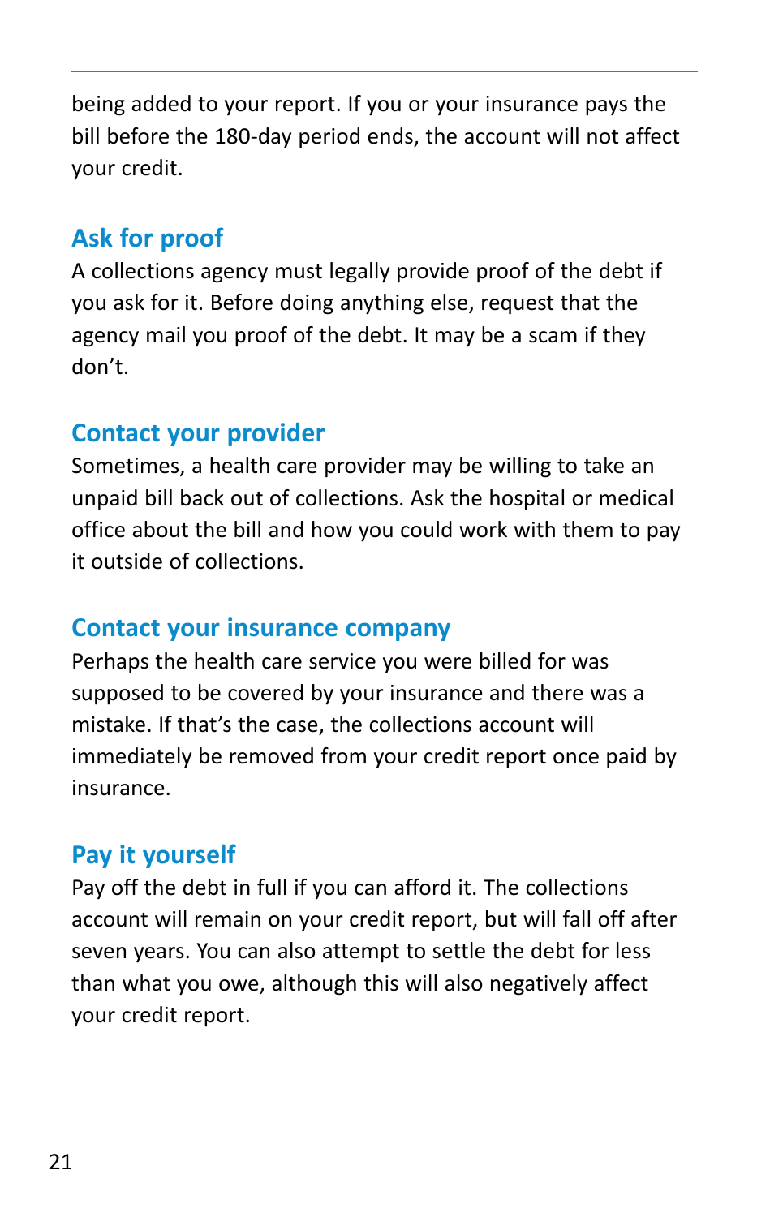being added to your report. If you or your insurance pays the bill before the 180-day period ends, the account will not affect your credit.

### Ask for proof

A collections agency must legally provide proof of the debt if you ask for it. Before doing anything else, request that the agency mail you proof of the debt. It may be a scam if they don't.

### Contact your provider

Sometimes, a health care provider may be willing to take an unpaid bill back out of collections. Ask the hospital or medical office about the bill and how you could work with them to pay it outside of collections.

### Contact your insurance company

Perhaps the health care service you were billed for was supposed to be covered by your insurance and there was a mistake. If that's the case, the collections account will immediately be removed from your credit report once paid by insurance.

### Pay it yourself

Pay off the debt in full if you can afford it. The collections account will remain on your credit report, but will fall off after seven years. You can also attempt to settle the debt for less than what you owe, although this will also negatively affect your credit report.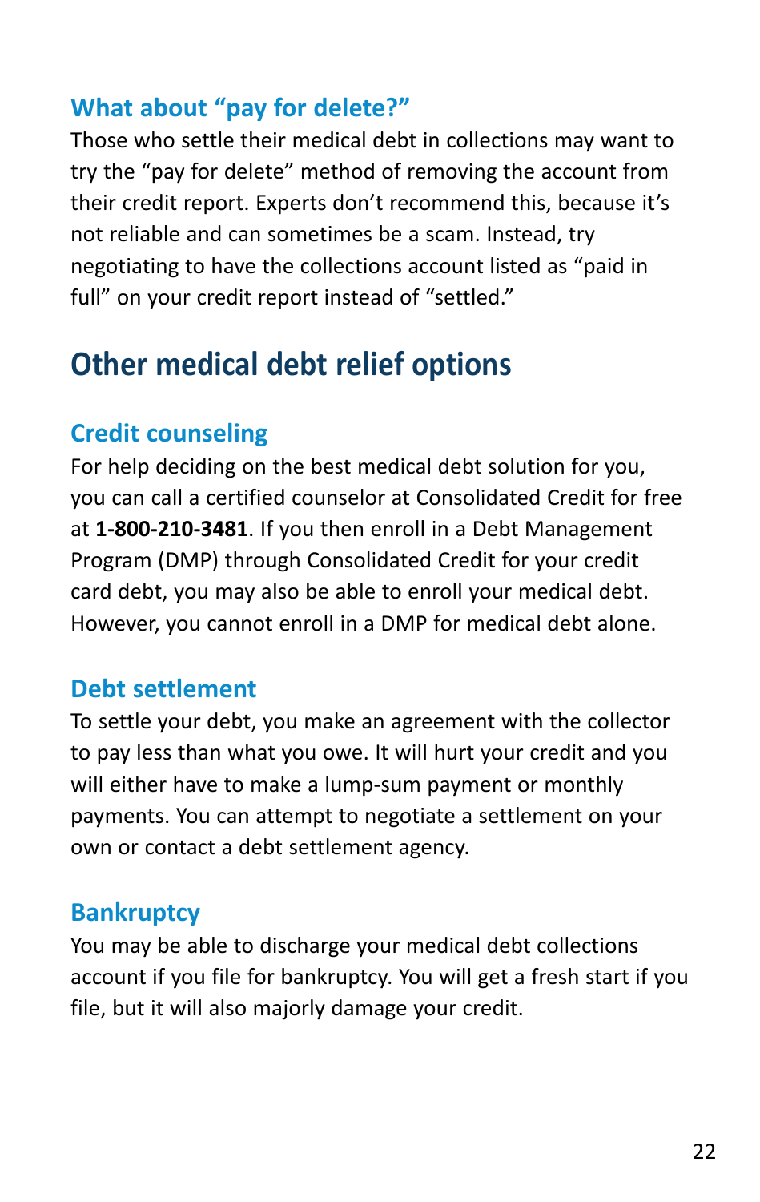### What about "pay for delete?"

Those who settle their medical debt in collections may want to try the "pay for delete" method of removing the account from their credit report. Experts don't recommend this, because it's not reliable and can sometimes be a scam. Instead, try negotiating to have the collections account listed as "paid in full" on your credit report instead of "settled."

## Other medical debt relief options

### Credit counseling

For help deciding on the best medical debt solution for you, you can call a certified counselor at Consolidated Credit for free at **1-800-210-3481**. If you then enroll in a Debt Management Program (DMP) through Consolidated Credit for your credit card debt, you may also be able to enroll your medical debt. However, you cannot enroll in a DMP for medical debt alone.

### Debt settlement

To settle your debt, you make an agreement with the collector to pay less than what you owe. It will hurt your credit and you will either have to make a lump-sum payment or monthly payments. You can attempt to negotiate a settlement on your own or contact a debt settlement agency.

### Bankruptcy

You may be able to discharge your medical debt collections account if you file for bankruptcy. You will get a fresh start if you file, but it will also majorly damage your credit.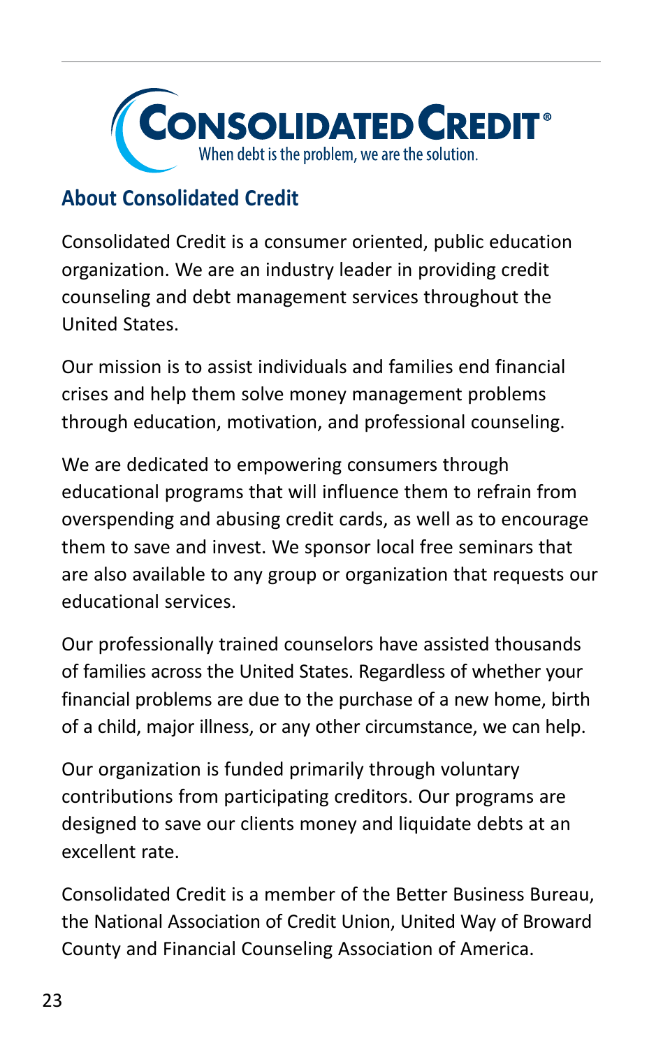## About Consolidated Credit

Consolidated Credit is a consumer oriented, public education organization. We are an industry leader in providing credit counseling and debt management services throughout the United States.

Our mission is to assist individuals and families end financial crises and help them solve money management problems through education, motivation, and professional counseling.

We are dedicated to empowering consumers through educational programs that will influence them to refrain from overspending and abusing credit cards, as well as to encourage them to save and invest. We sponsor local free seminars that are also available to any group or organization that requests our educational services.

Our professionally trained counselors have assisted thousands of families across the United States. Regardless of whether your financial problems are due to the purchase of a new home, birth of a child, major illness, or any other circumstance, we can help.

Our organization is funded primarily through voluntary contributions from participating creditors. Our programs are designed to save our clients money and liquidate debts at an excellent rate.

Consolidated Credit is a member of the Better Business Bureau, the National Association of Credit Union, United Way of Broward County and Financial Counseling Association of America.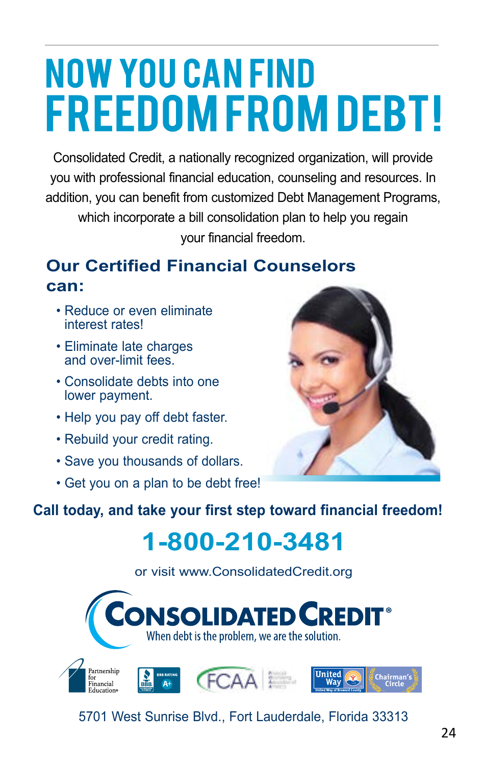# NOW YOU CAN FIND FREEDOM FROM DEBT!

Consolidated Credit, a nationally recognized organization, will provide you with professional financial education, counseling and resources. In addition, you can benefit from customized Debt Management Programs, which incorporate a bill consolidation plan to help you regain your financial freedom.

## Our Certified Financial Counselors can:

- Reduce or even eliminate interest rates!
- Eliminate late charges and over-limit fees.
- Consolidate debts into one lower payment.
- Help you pay off debt faster.
- Rebuild your credit rating.
- Save you thousands of dollars.
- Get you on a plan to be debt free!

**Call today, and take your first step toward financial freedom!**

## 1-800-210-3481

or visit www.ConsolidatedCredit.org

**CONSOLIDATED CREDIT®**

When debt is the problem, we are the solution.

Partnership for Financial Education® | BBB Rating A+ | FCAA | United Way | Chairman's Circle

5701 West Sunrise Blvd., Fort Lauderdale, Florida 33313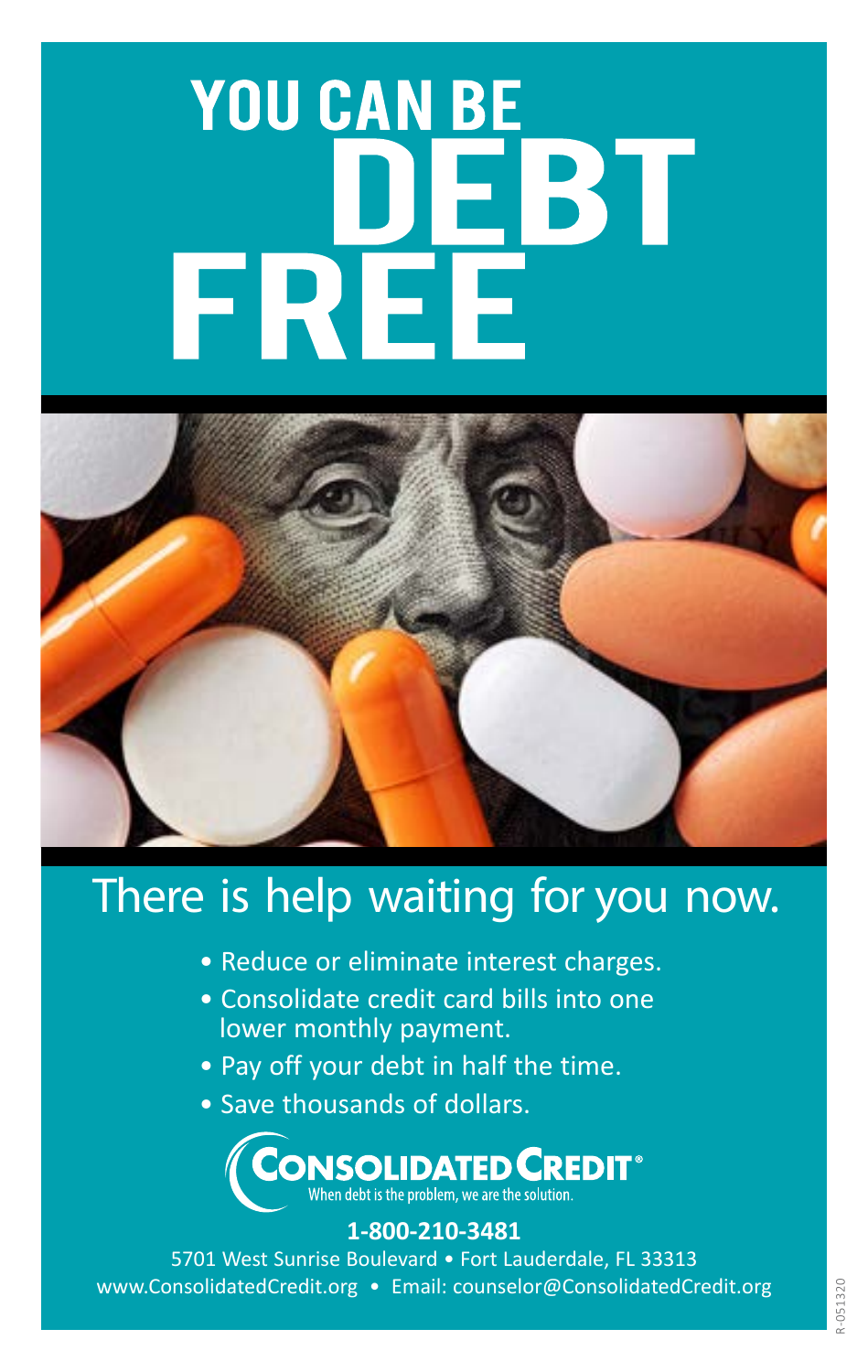# YOU CAN BE DEBT FREE

## There is help waiting for you now.

- Reduce or eliminate interest charges.
- Consolidate credit card bills into one lower monthly payment.
- Pay off your debt in half the time.
- Save thousands of dollars.

**CONSOLIDATED CREDIT®**

When debt is the problem, we are the solution.

**1-800-210-3481**

5701 West Sunrise Boulevard • Fort Lauderdale, FL 33313

www.ConsolidatedCredit.org • Email: counselor@ConsolidatedCredit.org

R-051320